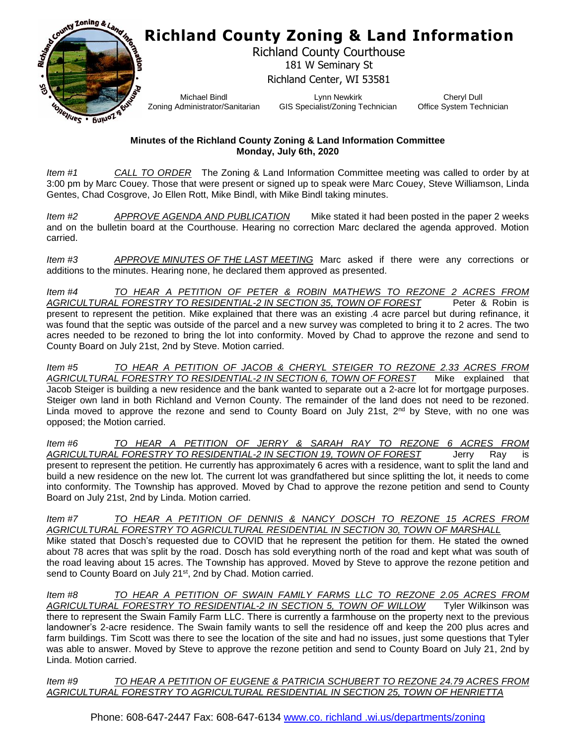# Richland County Zoning & Land Information

Richland County Courthouse
181 W Seminary St
Richland Center, WI 53581

Michael Bindl
Zoning Administrator/Sanitarian

Lynn Newkirk
GIS Specialist/Zoning Technician

Cheryl Dull
Office System Technician

**Minutes of the Richland County Zoning & Land Information Committee**
**Monday, July 6th, 2020**

*Item #1* *CALL TO ORDER* The Zoning & Land Information Committee meeting was called to order by at 3:00 pm by Marc Couey. Those that were present or signed up to speak were Marc Couey, Steve Williamson, Linda Gentes, Chad Cosgrove, Jo Ellen Rott, Mike Bindl, with Mike Bindl taking minutes.

*Item #2* *APPROVE AGENDA AND PUBLICATION* Mike stated it had been posted in the paper 2 weeks and on the bulletin board at the Courthouse. Hearing no correction Marc declared the agenda approved. Motion carried.

*Item #3* *APPROVE MINUTES OF THE LAST MEETING* Marc asked if there were any corrections or additions to the minutes. Hearing none, he declared them approved as presented.

*Item #4* *TO HEAR A PETITION OF PETER & ROBIN MATHEWS TO REZONE 2 ACRES FROM AGRICULTURAL FORESTRY TO RESIDENTIAL-2 IN SECTION 35, TOWN OF FOREST* Peter & Robin is present to represent the petition. Mike explained that there was an existing .4 acre parcel but during refinance, it was found that the septic was outside of the parcel and a new survey was completed to bring it to 2 acres. The two acres needed to be rezoned to bring the lot into conformity. Moved by Chad to approve the rezone and send to County Board on July 21st, 2nd by Steve. Motion carried.

*Item #5* *TO HEAR A PETITION OF JACOB & CHERYL STEIGER TO REZONE 2.33 ACRES FROM AGRICULTURAL FORESTRY TO RESIDENTIAL-2 IN SECTION 6, TOWN OF FOREST* Mike explained that Jacob Steiger is building a new residence and the bank wanted to separate out a 2-acre lot for mortgage purposes. Steiger own land in both Richland and Vernon County. The remainder of the land does not need to be rezoned. Linda moved to approve the rezone and send to County Board on July 21st, 2nd by Steve, with no one was opposed; the Motion carried.

*Item #6* *TO HEAR A PETITION OF JERRY & SARAH RAY TO REZONE 6 ACRES FROM AGRICULTURAL FORESTRY TO RESIDENTIAL-2 IN SECTION 19, TOWN OF FOREST* Jerry Ray is present to represent the petition. He currently has approximately 6 acres with a residence, want to split the land and build a new residence on the new lot. The current lot was grandfathered but since splitting the lot, it needs to come into conformity. The Township has approved. Moved by Chad to approve the rezone petition and send to County Board on July 21st, 2nd by Linda. Motion carried.

*Item #7* *TO HEAR A PETITION OF DENNIS & NANCY DOSCH TO REZONE 15 ACRES FROM AGRICULTURAL FORESTRY TO AGRICULTURAL RESIDENTIAL IN SECTION 30, TOWN OF MARSHALL*
Mike stated that Dosch's requested due to COVID that he represent the petition for them. He stated the owned about 78 acres that was split by the road. Dosch has sold everything north of the road and kept what was south of the road leaving about 15 acres. The Township has approved. Moved by Steve to approve the rezone petition and send to County Board on July 21st, 2nd by Chad. Motion carried.

*Item #8* *TO HEAR A PETITION OF SWAIN FAMILY FARMS LLC TO REZONE 2.05 ACRES FROM AGRICULTURAL FORESTRY TO RESIDENTIAL-2 IN SECTION 5, TOWN OF WILLOW* Tyler Wilkinson was there to represent the Swain Family Farm LLC. There is currently a farmhouse on the property next to the previous landowner's 2-acre residence. The Swain family wants to sell the residence off and keep the 200 plus acres and farm buildings. Tim Scott was there to see the location of the site and had no issues, just some questions that Tyler was able to answer. Moved by Steve to approve the rezone petition and send to County Board on July 21, 2nd by Linda. Motion carried.

*Item #9* *TO HEAR A PETITION OF EUGENE & PATRICIA SCHUBERT TO REZONE 24.79 ACRES FROM AGRICULTURAL FORESTRY TO AGRICULTURAL RESIDENTIAL IN SECTION 25, TOWN OF HENRIETTA*

Phone: 608-647-2447 Fax: 608-647-6134 www.co. richland .wi.us/departments/zoning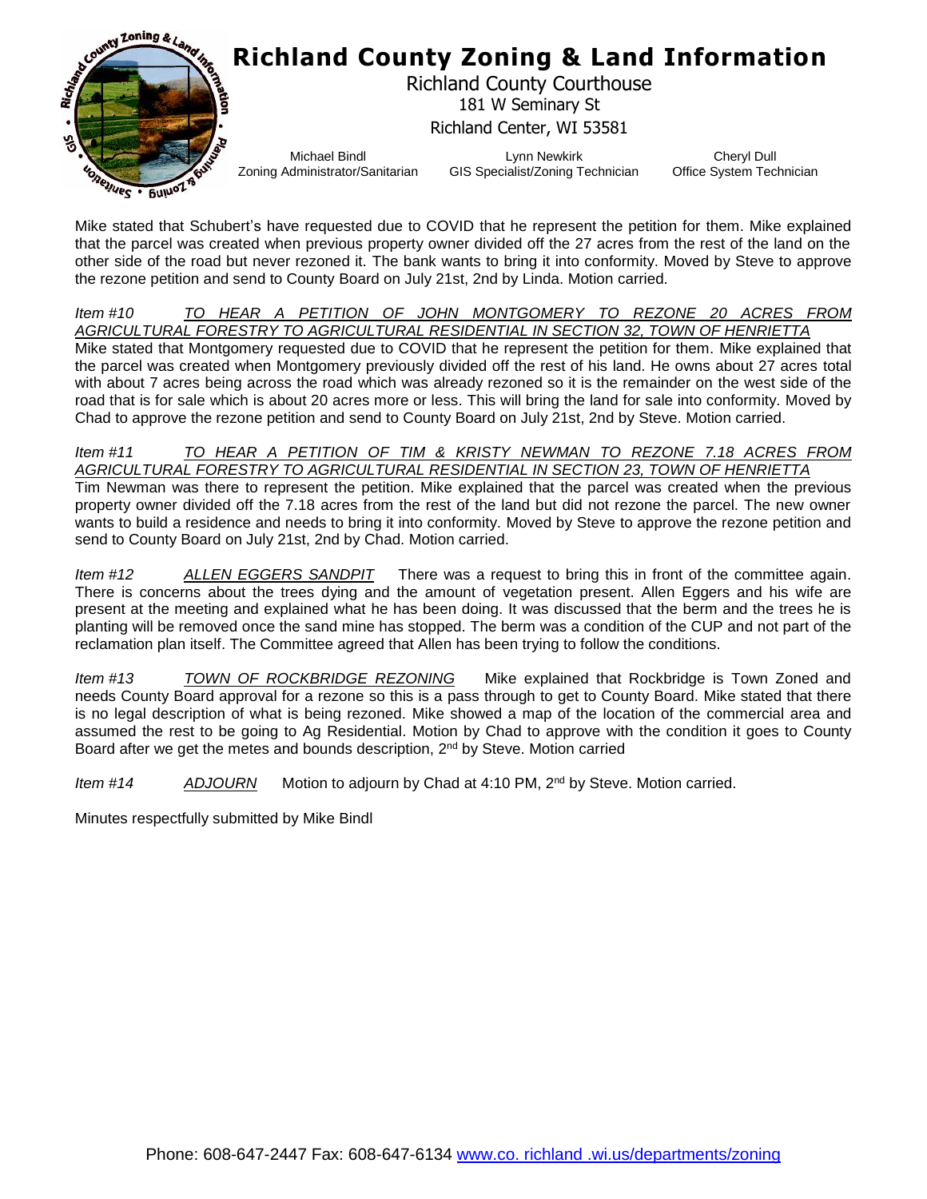# Richland County Zoning & Land Information

Richland County Courthouse
181 W Seminary St
Richland Center, WI 53581

Michael Bindl
Zoning Administrator/Sanitarian

Lynn Newkirk
GIS Specialist/Zoning Technician

Cheryl Dull
Office System Technician

Mike stated that Schubert's have requested due to COVID that he represent the petition for them. Mike explained that the parcel was created when previous property owner divided off the 27 acres from the rest of the land on the other side of the road but never rezoned it. The bank wants to bring it into conformity. Moved by Steve to approve the rezone petition and send to County Board on July 21st, 2nd by Linda. Motion carried.

*Item #10* *TO HEAR A PETITION OF JOHN MONTGOMERY TO REZONE 20 ACRES FROM AGRICULTURAL FORESTRY TO AGRICULTURAL RESIDENTIAL IN SECTION 32, TOWN OF HENRIETTA*
Mike stated that Montgomery requested due to COVID that he represent the petition for them. Mike explained that the parcel was created when Montgomery previously divided off the rest of his land. He owns about 27 acres total with about 7 acres being across the road which was already rezoned so it is the remainder on the west side of the road that is for sale which is about 20 acres more or less. This will bring the land for sale into conformity. Moved by Chad to approve the rezone petition and send to County Board on July 21st, 2nd by Steve. Motion carried.

*Item #11* *TO HEAR A PETITION OF TIM & KRISTY NEWMAN TO REZONE 7.18 ACRES FROM AGRICULTURAL FORESTRY TO AGRICULTURAL RESIDENTIAL IN SECTION 23, TOWN OF HENRIETTA*
Tim Newman was there to represent the petition. Mike explained that the parcel was created when the previous property owner divided off the 7.18 acres from the rest of the land but did not rezone the parcel. The new owner wants to build a residence and needs to bring it into conformity. Moved by Steve to approve the rezone petition and send to County Board on July 21st, 2nd by Chad. Motion carried.

*Item #12* *ALLEN EGGERS SANDPIT* There was a request to bring this in front of the committee again. There is concerns about the trees dying and the amount of vegetation present. Allen Eggers and his wife are present at the meeting and explained what he has been doing. It was discussed that the berm and the trees he is planting will be removed once the sand mine has stopped. The berm was a condition of the CUP and not part of the reclamation plan itself. The Committee agreed that Allen has been trying to follow the conditions.

*Item #13* *TOWN OF ROCKBRIDGE REZONING* Mike explained that Rockbridge is Town Zoned and needs County Board approval for a rezone so this is a pass through to get to County Board. Mike stated that there is no legal description of what is being rezoned. Mike showed a map of the location of the commercial area and assumed the rest to be going to Ag Residential. Motion by Chad to approve with the condition it goes to County Board after we get the metes and bounds description, 2nd by Steve. Motion carried

*Item #14* *ADJOURN* Motion to adjourn by Chad at 4:10 PM, 2nd by Steve. Motion carried.

Minutes respectfully submitted by Mike Bindl

Phone: 608-647-2447 Fax: 608-647-6134 www.co. richland .wi.us/departments/zoning